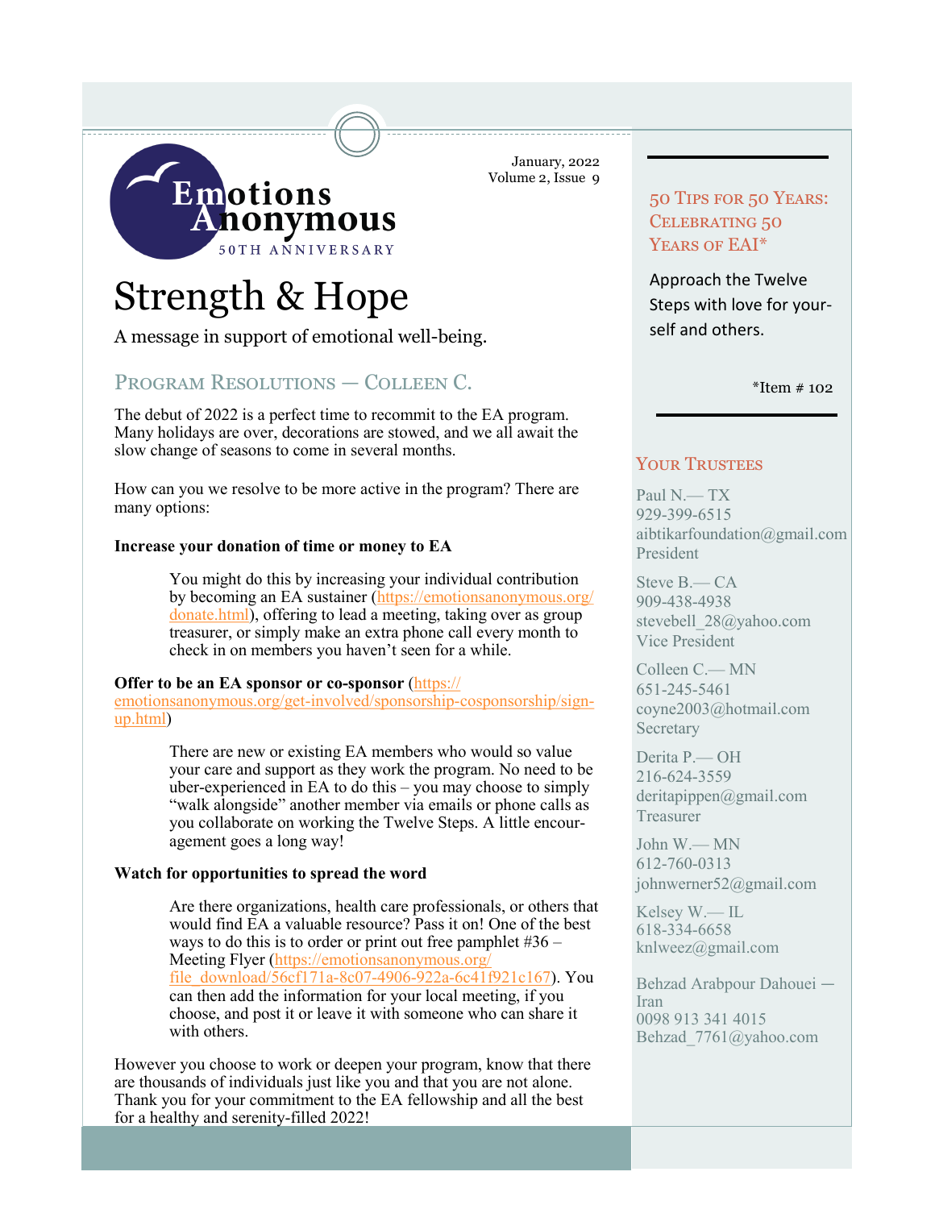Emotions Anonymous

50TH ANNIVERSARY

January, 2022
Volume 2, Issue 9

# Strength & Hope

A message in support of emotional well-being.

## Program Resolutions — Colleen C.

The debut of 2022 is a perfect time to recommit to the EA program. Many holidays are over, decorations are stowed, and we all await the slow change of seasons to come in several months.

How can you we resolve to be more active in the program? There are many options:

**Increase your donation of time or money to EA**

You might do this by increasing your individual contribution by becoming an EA sustainer (https://emotionsanonymous.org/donate.html), offering to lead a meeting, taking over as group treasurer, or simply make an extra phone call every month to check in on members you haven't seen for a while.

**Offer to be an EA sponsor or co-sponsor** (https://emotionsanonymous.org/get-involved/sponsorship-cosponsorship/sign-up.html)

There are new or existing EA members who would so value your care and support as they work the program. No need to be uber-experienced in EA to do this – you may choose to simply "walk alongside" another member via emails or phone calls as you collaborate on working the Twelve Steps. A little encouragement goes a long way!

**Watch for opportunities to spread the word**

Are there organizations, health care professionals, or others that would find EA a valuable resource? Pass it on! One of the best ways to do this is to order or print out free pamphlet #36 – Meeting Flyer (https://emotionsanonymous.org/file_download/56cf171a-8c07-4906-922a-6c41f921c167). You can then add the information for your local meeting, if you choose, and post it or leave it with someone who can share it with others.

However you choose to work or deepen your program, know that there are thousands of individuals just like you and that you are not alone. Thank you for your commitment to the EA fellowship and all the best for a healthy and serenity-filled 2022!

## 50 Tips for 50 Years: Celebrating 50 Years of EAI*

Approach the Twelve Steps with love for yourself and others.

*Item # 102

## Your Trustees

Paul N.— TX
929-399-6515
aibtikarfoundation@gmail.com
President

Steve B.— CA
909-438-4938
stevebell_28@yahoo.com
Vice President

Colleen C.— MN
651-245-5461
coyne2003@hotmail.com
Secretary

Derita P.— OH
216-624-3559
deritapippen@gmail.com
Treasurer

John W.— MN
612-760-0313
johnwerner52@gmail.com

Kelsey W.— IL
618-334-6658
knlweez@gmail.com

Behzad Arabpour Dahouei — Iran
0098 913 341 4015
Behzad_7761@yahoo.com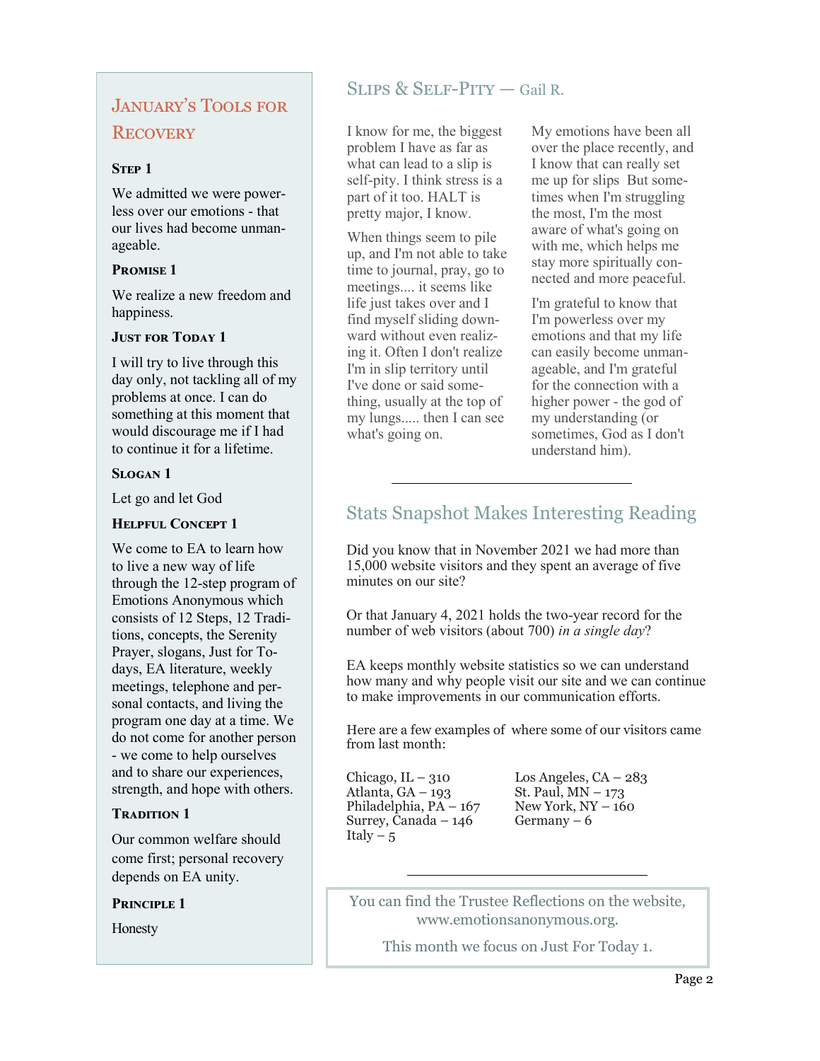## January's Tools for Recovery

### Step 1

We admitted we were powerless over our emotions - that our lives had become unmanageable.

### Promise 1

We realize a new freedom and happiness.

### Just for Today 1

I will try to live through this day only, not tackling all of my problems at once. I can do something at this moment that would discourage me if I had to continue it for a lifetime.

### Slogan 1

Let go and let God

### Helpful Concept 1

We come to EA to learn how to live a new way of life through the 12-step program of Emotions Anonymous which consists of 12 Steps, 12 Traditions, concepts, the Serenity Prayer, slogans, Just for Todays, EA literature, weekly meetings, telephone and personal contacts, and living the program one day at a time. We do not come for another person - we come to help ourselves and to share our experiences, strength, and hope with others.

### Tradition 1

Our common welfare should come first; personal recovery depends on EA unity.

### Principle 1

Honesty

## Slips & Self-Pity — Gail R.

I know for me, the biggest problem I have as far as what can lead to a slip is self-pity. I think stress is a part of it too. HALT is pretty major, I know.

When things seem to pile up, and I'm not able to take time to journal, pray, go to meetings.... it seems like life just takes over and I find myself sliding downward without even realizing it. Often I don't realize I'm in slip territory until I've done or said something, usually at the top of my lungs..... then I can see what's going on.

My emotions have been all over the place recently, and I know that can really set me up for slips But sometimes when I'm struggling the most, I'm the most aware of what's going on with me, which helps me stay more spiritually connected and more peaceful.

I'm grateful to know that I'm powerless over my emotions and that my life can easily become unmanageable, and I'm grateful for the connection with a higher power - the god of my understanding (or sometimes, God as I don't understand him).

---

## Stats Snapshot Makes Interesting Reading

Did you know that in November 2021 we had more than 15,000 website visitors and they spent an average of five minutes on our site?

Or that January 4, 2021 holds the two-year record for the number of web visitors (about 700) *in a single day*?

EA keeps monthly website statistics so we can understand how many and why people visit our site and we can continue to make improvements in our communication efforts.

Here are a few examples of where some of our visitors came from last month:

Chicago, IL – 310
Atlanta, GA – 193
Philadelphia, PA – 167
Surrey, Canada – 146
Italy – 5
Los Angeles, CA – 283
St. Paul, MN – 173
New York, NY – 160
Germany – 6

---

You can find the Trustee Reflections on the website, www.emotionsanonymous.org.

This month we focus on Just For Today 1.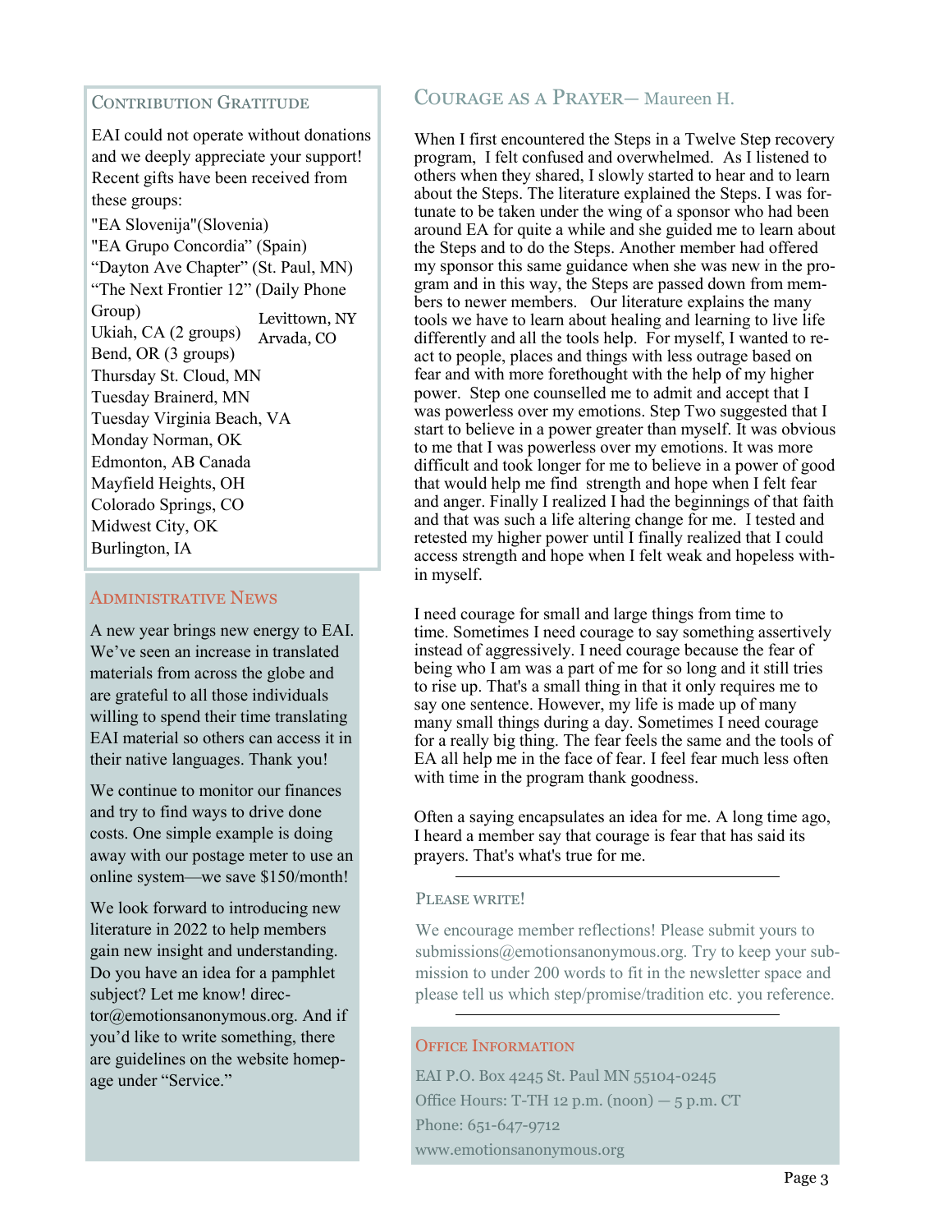## Contribution Gratitude

EAI could not operate without donations and we deeply appreciate your support! Recent gifts have been received from these groups:

"EA Slovenija"(Slovenia)
"EA Grupo Concordia" (Spain)
"Dayton Ave Chapter" (St. Paul, MN)
"The Next Frontier 12" (Daily Phone Group)
Ukiah, CA (2 groups)
Bend, OR (3 groups)
Thursday St. Cloud, MN
Tuesday Brainerd, MN
Tuesday Virginia Beach, VA
Monday Norman, OK
Edmonton, AB Canada
Mayfield Heights, OH
Colorado Springs, CO
Midwest City, OK
Burlington, IA
Levittown, NY
Arvada, CO

## Administrative News

A new year brings new energy to EAI. We've seen an increase in translated materials from across the globe and are grateful to all those individuals willing to spend their time translating EAI material so others can access it in their native languages. Thank you!

We continue to monitor our finances and try to find ways to drive done costs. One simple example is doing away with our postage meter to use an online system—we save $150/month!

We look forward to introducing new literature in 2022 to help members gain new insight and understanding. Do you have an idea for a pamphlet subject? Let me know! director@emotionsanonymous.org. And if you'd like to write something, there are guidelines on the website homepage under "Service."

## Courage as a Prayer— Maureen H.

When I first encountered the Steps in a Twelve Step recovery program, I felt confused and overwhelmed. As I listened to others when they shared, I slowly started to hear and to learn about the Steps. The literature explained the Steps. I was fortunate to be taken under the wing of a sponsor who had been around EA for quite a while and she guided me to learn about the Steps and to do the Steps. Another member had offered my sponsor this same guidance when she was new in the program and in this way, the Steps are passed down from members to newer members. Our literature explains the many tools we have to learn about healing and learning to live life differently and all the tools help. For myself, I wanted to react to people, places and things with less outrage based on fear and with more forethought with the help of my higher power. Step one counselled me to admit and accept that I was powerless over my emotions. Step Two suggested that I start to believe in a power greater than myself. It was obvious to me that I was powerless over my emotions. It was more difficult and took longer for me to believe in a power of good that would help me find strength and hope when I felt fear and anger. Finally I realized I had the beginnings of that faith and that was such a life altering change for me. I tested and retested my higher power until I finally realized that I could access strength and hope when I felt weak and hopeless within myself.

I need courage for small and large things from time to time. Sometimes I need courage to say something assertively instead of aggressively. I need courage because the fear of being who I am was a part of me for so long and it still tries to rise up. That's a small thing in that it only requires me to say one sentence. However, my life is made up of many many small things during a day. Sometimes I need courage for a really big thing. The fear feels the same and the tools of EA all help me in the face of fear. I feel fear much less often with time in the program thank goodness.

Often a saying encapsulates an idea for me. A long time ago, I heard a member say that courage is fear that has said its prayers. That's what's true for me.

---

### Please write!

We encourage member reflections! Please submit yours to submissions@emotionsanonymous.org. Try to keep your submission to under 200 words to fit in the newsletter space and please tell us which step/promise/tradition etc. you reference.

---

## Office Information

EAI P.O. Box 4245 St. Paul MN 55104-0245
Office Hours: T-TH 12 p.m. (noon) — 5 p.m. CT
Phone: 651-647-9712
www.emotionsanonymous.org